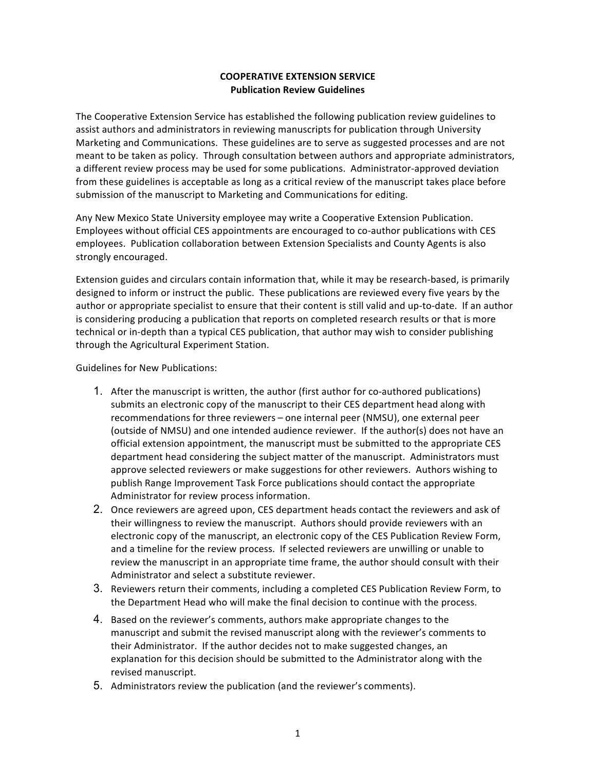# COOPERATIVE EXTENSION SERVICE
## Publication Review Guidelines

The Cooperative Extension Service has established the following publication review guidelines to assist authors and administrators in reviewing manuscripts for publication through University Marketing and Communications. These guidelines are to serve as suggested processes and are not meant to be taken as policy. Through consultation between authors and appropriate administrators, a different review process may be used for some publications. Administrator-approved deviation from these guidelines is acceptable as long as a critical review of the manuscript takes place before submission of the manuscript to Marketing and Communications for editing.

Any New Mexico State University employee may write a Cooperative Extension Publication. Employees without official CES appointments are encouraged to co-author publications with CES employees. Publication collaboration between Extension Specialists and County Agents is also strongly encouraged.

Extension guides and circulars contain information that, while it may be research-based, is primarily designed to inform or instruct the public. These publications are reviewed every five years by the author or appropriate specialist to ensure that their content is still valid and up-to-date. If an author is considering producing a publication that reports on completed research results or that is more technical or in-depth than a typical CES publication, that author may wish to consider publishing through the Agricultural Experiment Station.

Guidelines for New Publications:

1. After the manuscript is written, the author (first author for co-authored publications) submits an electronic copy of the manuscript to their CES department head along with recommendations for three reviewers – one internal peer (NMSU), one external peer (outside of NMSU) and one intended audience reviewer. If the author(s) does not have an official extension appointment, the manuscript must be submitted to the appropriate CES department head considering the subject matter of the manuscript. Administrators must approve selected reviewers or make suggestions for other reviewers. Authors wishing to publish Range Improvement Task Force publications should contact the appropriate Administrator for review process information.
2. Once reviewers are agreed upon, CES department heads contact the reviewers and ask of their willingness to review the manuscript. Authors should provide reviewers with an electronic copy of the manuscript, an electronic copy of the CES Publication Review Form, and a timeline for the review process. If selected reviewers are unwilling or unable to review the manuscript in an appropriate time frame, the author should consult with their Administrator and select a substitute reviewer.
3. Reviewers return their comments, including a completed CES Publication Review Form, to the Department Head who will make the final decision to continue with the process.
4. Based on the reviewer's comments, authors make appropriate changes to the manuscript and submit the revised manuscript along with the reviewer's comments to their Administrator. If the author decides not to make suggested changes, an explanation for this decision should be submitted to the Administrator along with the revised manuscript.
5. Administrators review the publication (and the reviewer's comments).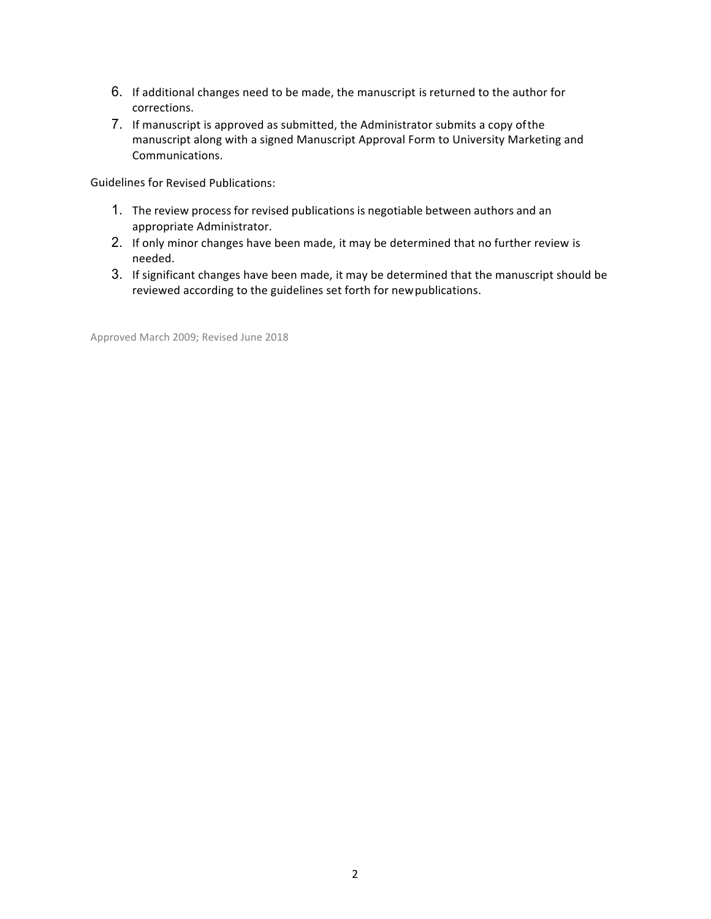6. If additional changes need to be made, the manuscript is returned to the author for corrections.
7. If manuscript is approved as submitted, the Administrator submits a copy of the manuscript along with a signed Manuscript Approval Form to University Marketing and Communications.

Guidelines for Revised Publications:

1. The review process for revised publications is negotiable between authors and an appropriate Administrator.
2. If only minor changes have been made, it may be determined that no further review is needed.
3. If significant changes have been made, it may be determined that the manuscript should be reviewed according to the guidelines set forth for new publications.

Approved March 2009; Revised June 2018